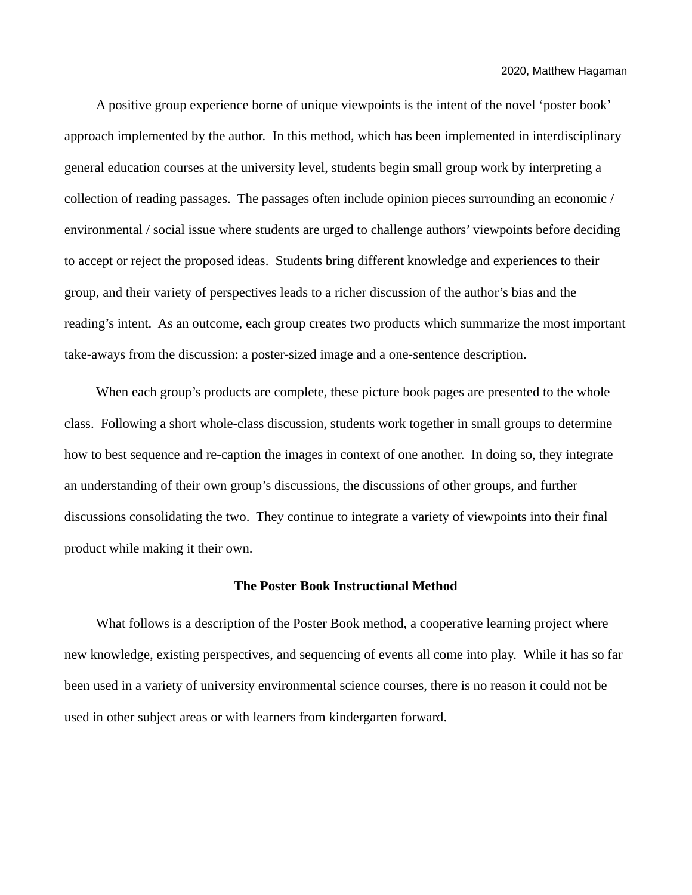2020, Matthew Hagaman

A positive group experience borne of unique viewpoints is the intent of the novel 'poster book' approach implemented by the author. In this method, which has been implemented in interdisciplinary general education courses at the university level, students begin small group work by interpreting a collection of reading passages. The passages often include opinion pieces surrounding an economic / environmental / social issue where students are urged to challenge authors' viewpoints before deciding to accept or reject the proposed ideas. Students bring different knowledge and experiences to their group, and their variety of perspectives leads to a richer discussion of the author's bias and the reading's intent. As an outcome, each group creates two products which summarize the most important take-aways from the discussion: a poster-sized image and a one-sentence description.

When each group's products are complete, these picture book pages are presented to the whole class. Following a short whole-class discussion, students work together in small groups to determine how to best sequence and re-caption the images in context of one another. In doing so, they integrate an understanding of their own group's discussions, the discussions of other groups, and further discussions consolidating the two. They continue to integrate a variety of viewpoints into their final product while making it their own.

## The Poster Book Instructional Method

What follows is a description of the Poster Book method, a cooperative learning project where new knowledge, existing perspectives, and sequencing of events all come into play. While it has so far been used in a variety of university environmental science courses, there is no reason it could not be used in other subject areas or with learners from kindergarten forward.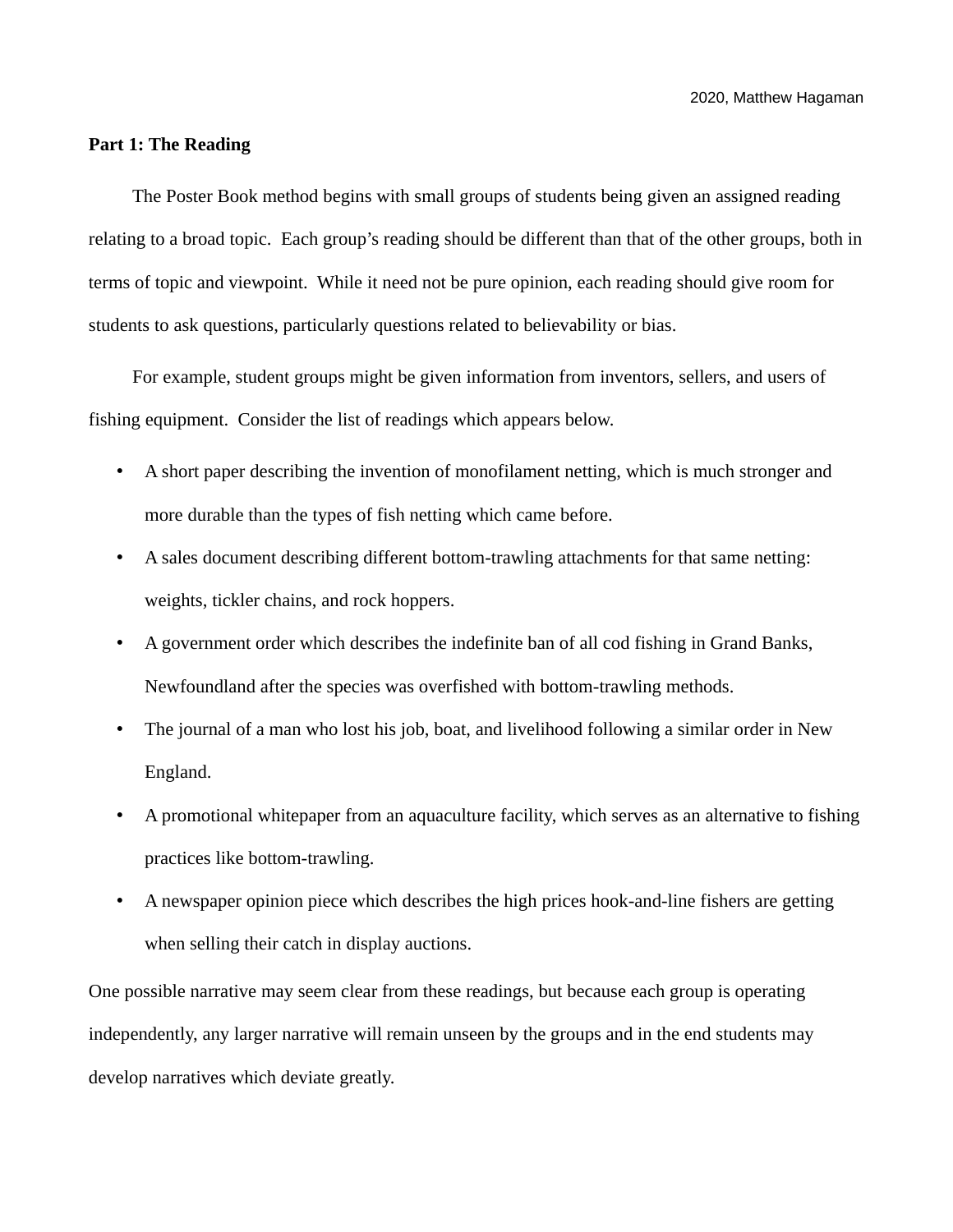**Part 1: The Reading**

The Poster Book method begins with small groups of students being given an assigned reading relating to a broad topic. Each group's reading should be different than that of the other groups, both in terms of topic and viewpoint. While it need not be pure opinion, each reading should give room for students to ask questions, particularly questions related to believability or bias.

For example, student groups might be given information from inventors, sellers, and users of fishing equipment. Consider the list of readings which appears below.

- A short paper describing the invention of monofilament netting, which is much stronger and more durable than the types of fish netting which came before.
- A sales document describing different bottom-trawling attachments for that same netting: weights, tickler chains, and rock hoppers.
- A government order which describes the indefinite ban of all cod fishing in Grand Banks, Newfoundland after the species was overfished with bottom-trawling methods.
- The journal of a man who lost his job, boat, and livelihood following a similar order in New England.
- A promotional whitepaper from an aquaculture facility, which serves as an alternative to fishing practices like bottom-trawling.
- A newspaper opinion piece which describes the high prices hook-and-line fishers are getting when selling their catch in display auctions.

One possible narrative may seem clear from these readings, but because each group is operating independently, any larger narrative will remain unseen by the groups and in the end students may develop narratives which deviate greatly.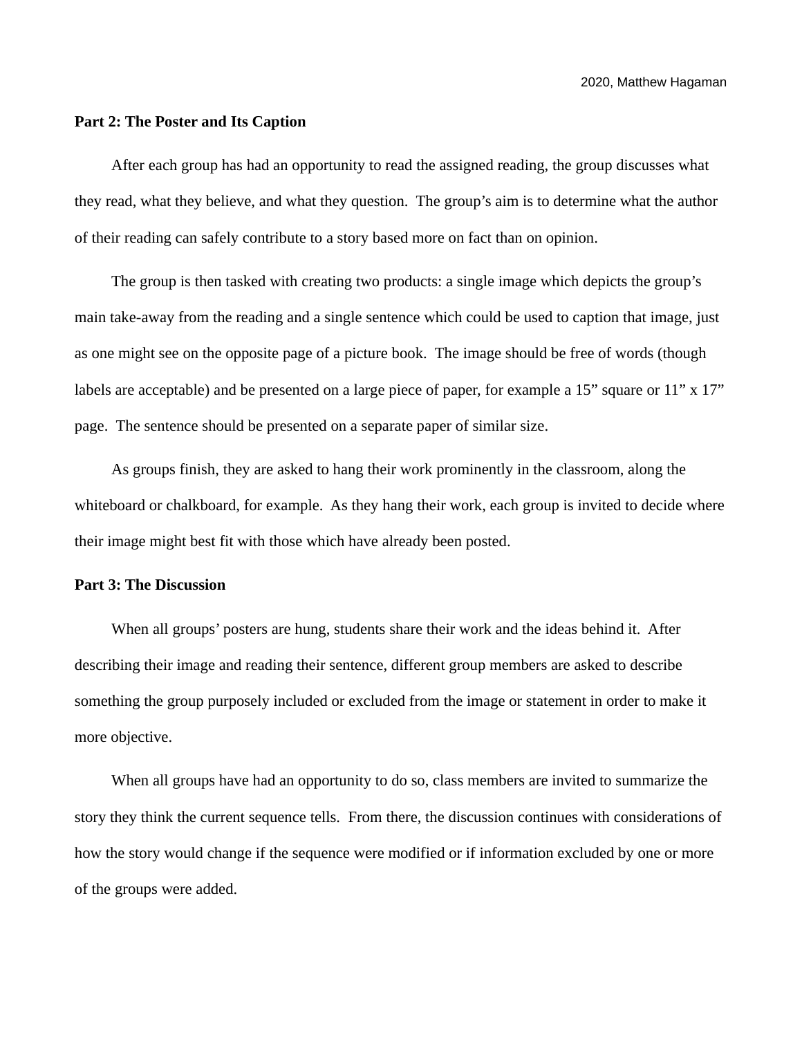**Part 2: The Poster and Its Caption**

After each group has had an opportunity to read the assigned reading, the group discusses what they read, what they believe, and what they question. The group's aim is to determine what the author of their reading can safely contribute to a story based more on fact than on opinion.

The group is then tasked with creating two products: a single image which depicts the group's main take-away from the reading and a single sentence which could be used to caption that image, just as one might see on the opposite page of a picture book. The image should be free of words (though labels are acceptable) and be presented on a large piece of paper, for example a 15" square or 11" x 17" page. The sentence should be presented on a separate paper of similar size.

As groups finish, they are asked to hang their work prominently in the classroom, along the whiteboard or chalkboard, for example. As they hang their work, each group is invited to decide where their image might best fit with those which have already been posted.

**Part 3: The Discussion**

When all groups' posters are hung, students share their work and the ideas behind it. After describing their image and reading their sentence, different group members are asked to describe something the group purposely included or excluded from the image or statement in order to make it more objective.

When all groups have had an opportunity to do so, class members are invited to summarize the story they think the current sequence tells. From there, the discussion continues with considerations of how the story would change if the sequence were modified or if information excluded by one or more of the groups were added.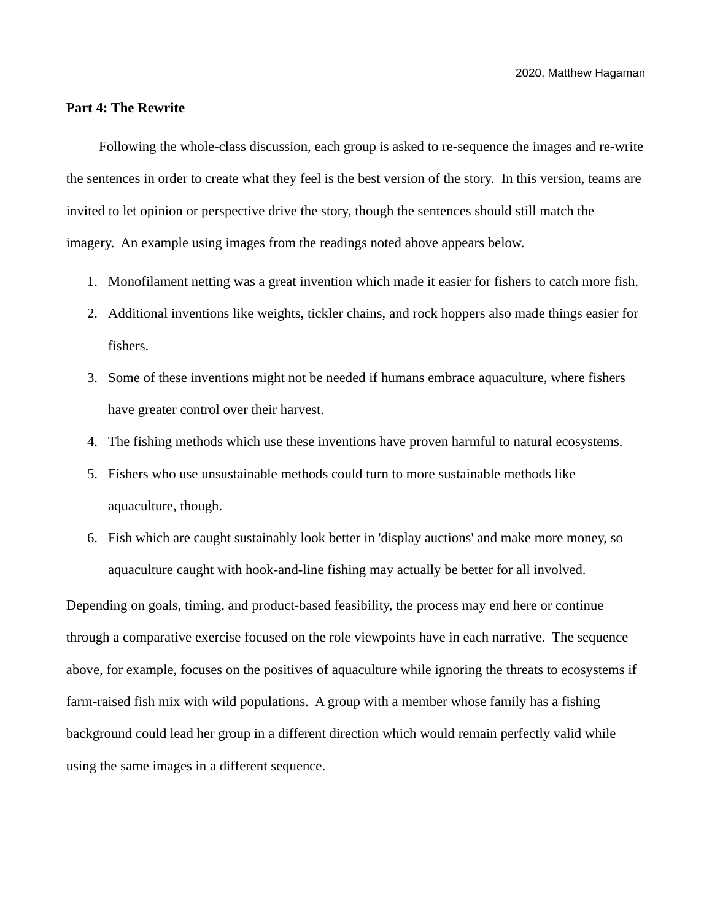**Part 4: The Rewrite**

Following the whole-class discussion, each group is asked to re-sequence the images and re-write the sentences in order to create what they feel is the best version of the story. In this version, teams are invited to let opinion or perspective drive the story, though the sentences should still match the imagery. An example using images from the readings noted above appears below.

1. Monofilament netting was a great invention which made it easier for fishers to catch more fish.
2. Additional inventions like weights, tickler chains, and rock hoppers also made things easier for fishers.
3. Some of these inventions might not be needed if humans embrace aquaculture, where fishers have greater control over their harvest.
4. The fishing methods which use these inventions have proven harmful to natural ecosystems.
5. Fishers who use unsustainable methods could turn to more sustainable methods like aquaculture, though.
6. Fish which are caught sustainably look better in 'display auctions' and make more money, so aquaculture caught with hook-and-line fishing may actually be better for all involved.

Depending on goals, timing, and product-based feasibility, the process may end here or continue through a comparative exercise focused on the role viewpoints have in each narrative. The sequence above, for example, focuses on the positives of aquaculture while ignoring the threats to ecosystems if farm-raised fish mix with wild populations. A group with a member whose family has a fishing background could lead her group in a different direction which would remain perfectly valid while using the same images in a different sequence.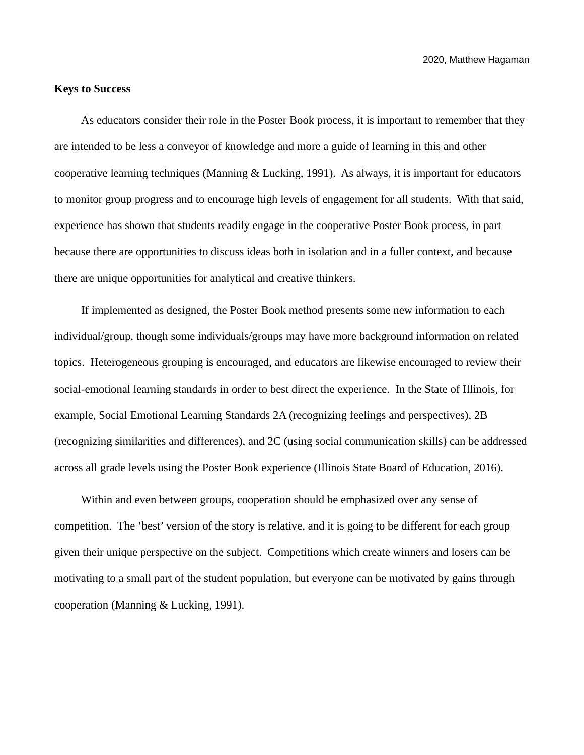**Keys to Success**

As educators consider their role in the Poster Book process, it is important to remember that they are intended to be less a conveyor of knowledge and more a guide of learning in this and other cooperative learning techniques (Manning & Lucking, 1991). As always, it is important for educators to monitor group progress and to encourage high levels of engagement for all students. With that said, experience has shown that students readily engage in the cooperative Poster Book process, in part because there are opportunities to discuss ideas both in isolation and in a fuller context, and because there are unique opportunities for analytical and creative thinkers.

If implemented as designed, the Poster Book method presents some new information to each individual/group, though some individuals/groups may have more background information on related topics. Heterogeneous grouping is encouraged, and educators are likewise encouraged to review their social-emotional learning standards in order to best direct the experience. In the State of Illinois, for example, Social Emotional Learning Standards 2A (recognizing feelings and perspectives), 2B (recognizing similarities and differences), and 2C (using social communication skills) can be addressed across all grade levels using the Poster Book experience (Illinois State Board of Education, 2016).

Within and even between groups, cooperation should be emphasized over any sense of competition. The 'best' version of the story is relative, and it is going to be different for each group given their unique perspective on the subject. Competitions which create winners and losers can be motivating to a small part of the student population, but everyone can be motivated by gains through cooperation (Manning & Lucking, 1991).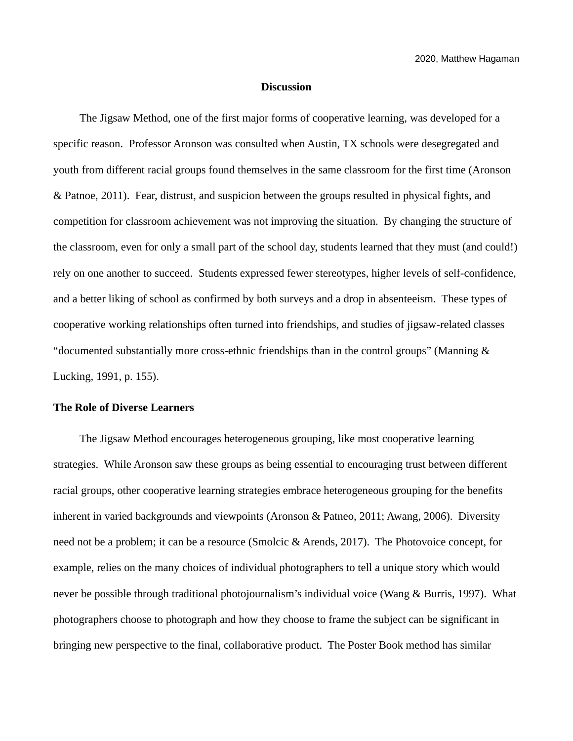## Discussion

The Jigsaw Method, one of the first major forms of cooperative learning, was developed for a specific reason. Professor Aronson was consulted when Austin, TX schools were desegregated and youth from different racial groups found themselves in the same classroom for the first time (Aronson & Patnoe, 2011). Fear, distrust, and suspicion between the groups resulted in physical fights, and competition for classroom achievement was not improving the situation. By changing the structure of the classroom, even for only a small part of the school day, students learned that they must (and could!) rely on one another to succeed. Students expressed fewer stereotypes, higher levels of self-confidence, and a better liking of school as confirmed by both surveys and a drop in absenteeism. These types of cooperative working relationships often turned into friendships, and studies of jigsaw-related classes "documented substantially more cross-ethnic friendships than in the control groups" (Manning & Lucking, 1991, p. 155).

### The Role of Diverse Learners

The Jigsaw Method encourages heterogeneous grouping, like most cooperative learning strategies. While Aronson saw these groups as being essential to encouraging trust between different racial groups, other cooperative learning strategies embrace heterogeneous grouping for the benefits inherent in varied backgrounds and viewpoints (Aronson & Patneo, 2011; Awang, 2006). Diversity need not be a problem; it can be a resource (Smolcic & Arends, 2017). The Photovoice concept, for example, relies on the many choices of individual photographers to tell a unique story which would never be possible through traditional photojournalism's individual voice (Wang & Burris, 1997). What photographers choose to photograph and how they choose to frame the subject can be significant in bringing new perspective to the final, collaborative product. The Poster Book method has similar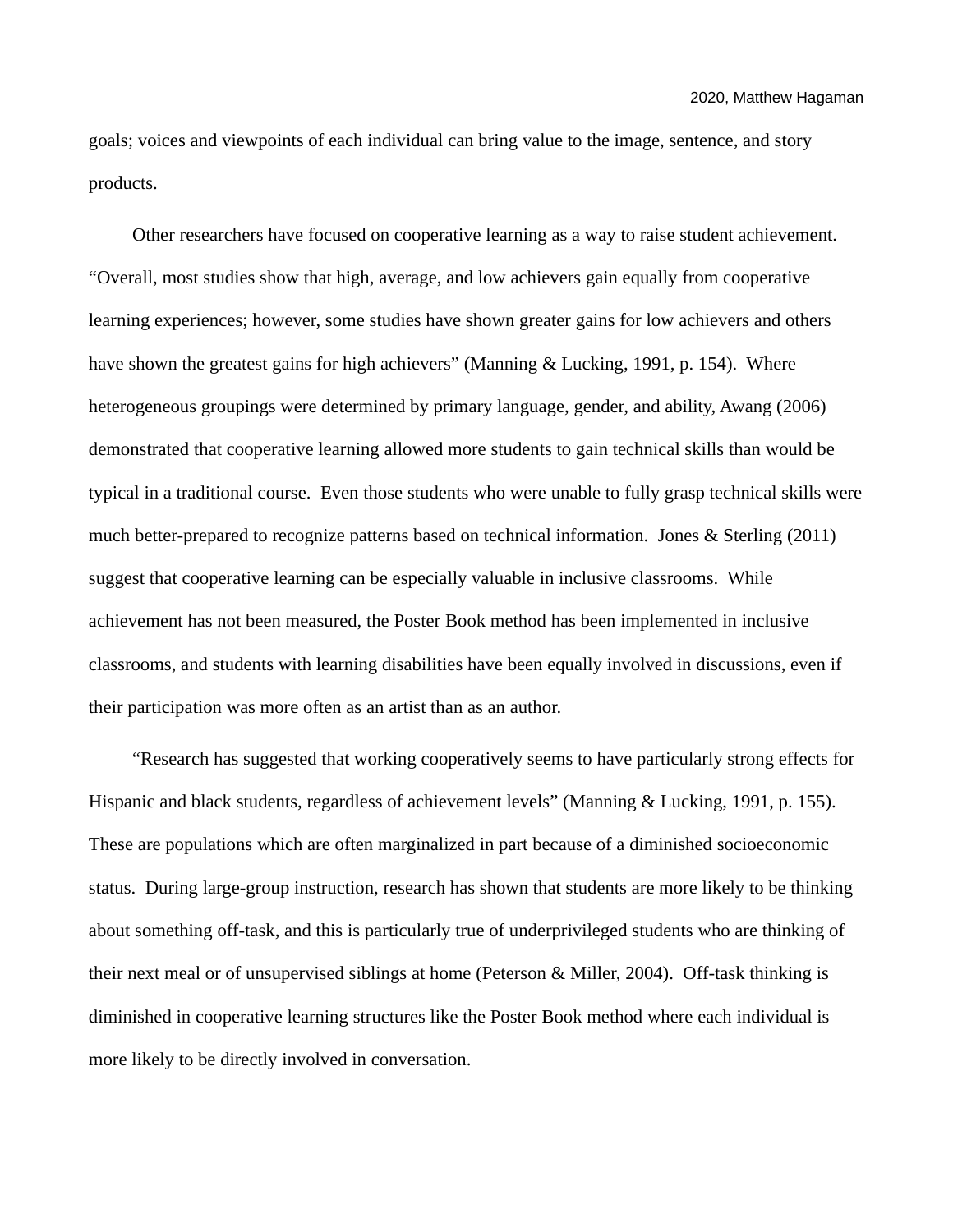goals; voices and viewpoints of each individual can bring value to the image, sentence, and story products.

Other researchers have focused on cooperative learning as a way to raise student achievement. “Overall, most studies show that high, average, and low achievers gain equally from cooperative learning experiences; however, some studies have shown greater gains for low achievers and others have shown the greatest gains for high achievers” (Manning & Lucking, 1991, p. 154). Where heterogeneous groupings were determined by primary language, gender, and ability, Awang (2006) demonstrated that cooperative learning allowed more students to gain technical skills than would be typical in a traditional course. Even those students who were unable to fully grasp technical skills were much better-prepared to recognize patterns based on technical information. Jones & Sterling (2011) suggest that cooperative learning can be especially valuable in inclusive classrooms. While achievement has not been measured, the Poster Book method has been implemented in inclusive classrooms, and students with learning disabilities have been equally involved in discussions, even if their participation was more often as an artist than as an author.

“Research has suggested that working cooperatively seems to have particularly strong effects for Hispanic and black students, regardless of achievement levels” (Manning & Lucking, 1991, p. 155). These are populations which are often marginalized in part because of a diminished socioeconomic status. During large-group instruction, research has shown that students are more likely to be thinking about something off-task, and this is particularly true of underprivileged students who are thinking of their next meal or of unsupervised siblings at home (Peterson & Miller, 2004). Off-task thinking is diminished in cooperative learning structures like the Poster Book method where each individual is more likely to be directly involved in conversation.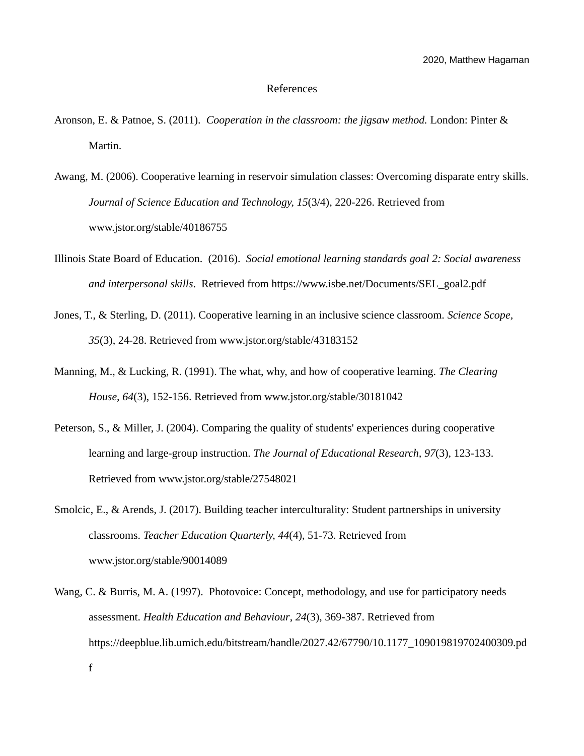# References

Aronson, E. & Patnoe, S. (2011). *Cooperation in the classroom: the jigsaw method.* London: Pinter & Martin.

Awang, M. (2006). Cooperative learning in reservoir simulation classes: Overcoming disparate entry skills. *Journal of Science Education and Technology, 15*(3/4), 220-226. Retrieved from www.jstor.org/stable/40186755

Illinois State Board of Education. (2016). *Social emotional learning standards goal 2: Social awareness and interpersonal skills*. Retrieved from https://www.isbe.net/Documents/SEL_goal2.pdf

Jones, T., & Sterling, D. (2011). Cooperative learning in an inclusive science classroom. *Science Scope*, *35*(3), 24-28. Retrieved from www.jstor.org/stable/43183152

Manning, M., & Lucking, R. (1991). The what, why, and how of cooperative learning. *The Clearing House*, *64*(3), 152-156. Retrieved from www.jstor.org/stable/30181042

Peterson, S., & Miller, J. (2004). Comparing the quality of students' experiences during cooperative learning and large-group instruction. *The Journal of Educational Research, 97*(3), 123-133. Retrieved from www.jstor.org/stable/27548021

Smolcic, E., & Arends, J. (2017). Building teacher interculturality: Student partnerships in university classrooms. *Teacher Education Quarterly*, *44*(4), 51-73. Retrieved from www.jstor.org/stable/90014089

Wang, C. & Burris, M. A. (1997). Photovoice: Concept, methodology, and use for participatory needs assessment. *Health Education and Behaviour*, *24*(3), 369-387. Retrieved from https://deepblue.lib.umich.edu/bitstream/handle/2027.42/67790/10.1177_109019819702400309.pdf